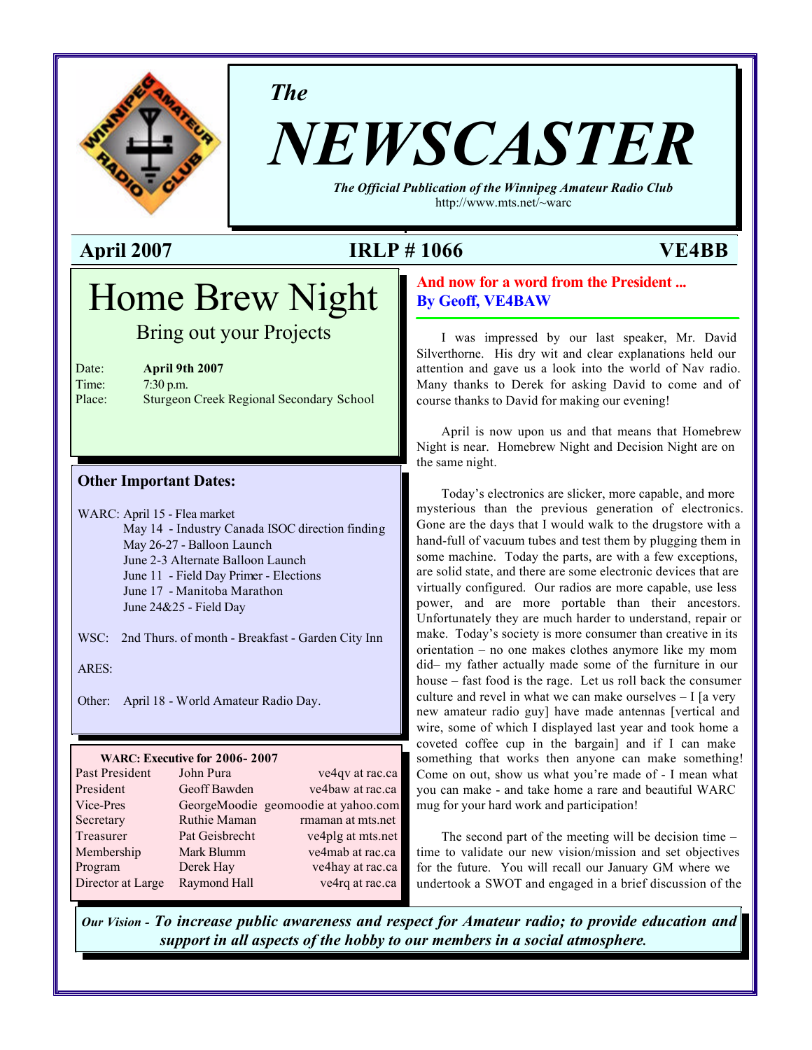*The*

# NEWSCASTER

***The Official Publication of the Winnipeg Amateur Radio Club***
http://www.mts.net/~warc

**April 2007** | **IRLP # 1066** | **VE4BB**

# Home Brew Night

## Bring out your Projects

Date: **April 9th 2007**
Time: 7:30 p.m.
Place: Sturgeon Creek Regional Secondary School

### Other Important Dates:

WARC: April 15 - Flea market
May 14 - Industry Canada ISOC direction finding
May 26-27 - Balloon Launch
June 2-3 Alternate Balloon Launch
June 11 - Field Day Primer - Elections
June 17 - Manitoba Marathon
June 24&25 - Field Day

WSC: 2nd Thurs. of month - Breakfast - Garden City Inn

ARES:

Other: April 18 - World Amateur Radio Day.

**WARC: Executive for 2006- 2007**

| | | |
|---|---|---|
| Past President | John Pura | ve4qv at rac.ca |
| President | Geoff Bawden | ve4baw at rac.ca |
| Vice-Pres | GeorgeMoodie | geomoodie at yahoo.com |
| Secretary | Ruthie Maman | rmaman at mts.net |
| Treasurer | Pat Geisbrecht | ve4plg at mts.net |
| Membership | Mark Blumm | ve4mab at rac.ca |
| Program | Derek Hay | ve4hay at rac.ca |
| Director at Large | Raymond Hall | ve4rq at rac.ca |

## And now for a word from the President ...
**By Geoff, VE4BAW**

I was impressed by our last speaker, Mr. David Silverthorne. His dry wit and clear explanations held our attention and gave us a look into the world of Nav radio. Many thanks to Derek for asking David to come and of course thanks to David for making our evening!

April is now upon us and that means that Homebrew Night is near. Homebrew Night and Decision Night are on the same night.

Today's electronics are slicker, more capable, and more mysterious than the previous generation of electronics. Gone are the days that I would walk to the drugstore with a hand-full of vacuum tubes and test them by plugging them in some machine. Today the parts, are with a few exceptions, are solid state, and there are some electronic devices that are virtually configured. Our radios are more capable, use less power, and are more portable than their ancestors. Unfortunately they are much harder to understand, repair or make. Today's society is more consumer than creative in its orientation – no one makes clothes anymore like my mom did– my father actually made some of the furniture in our house – fast food is the rage. Let us roll back the consumer culture and revel in what we can make ourselves – I [a very new amateur radio guy] have made antennas [vertical and wire, some of which I displayed last year and took home a coveted coffee cup in the bargain] and if I can make something that works then anyone can make something! Come on out, show us what you're made of - I mean what you can make - and take home a rare and beautiful WARC mug for your hard work and participation!

The second part of the meeting will be decision time – time to validate our new vision/mission and set objectives for the future. You will recall our January GM where we undertook a SWOT and engaged in a brief discussion of the

*Our Vision -* ***To increase public awareness and respect for Amateur radio; to provide education and support in all aspects of the hobby to our members in a social atmosphere.***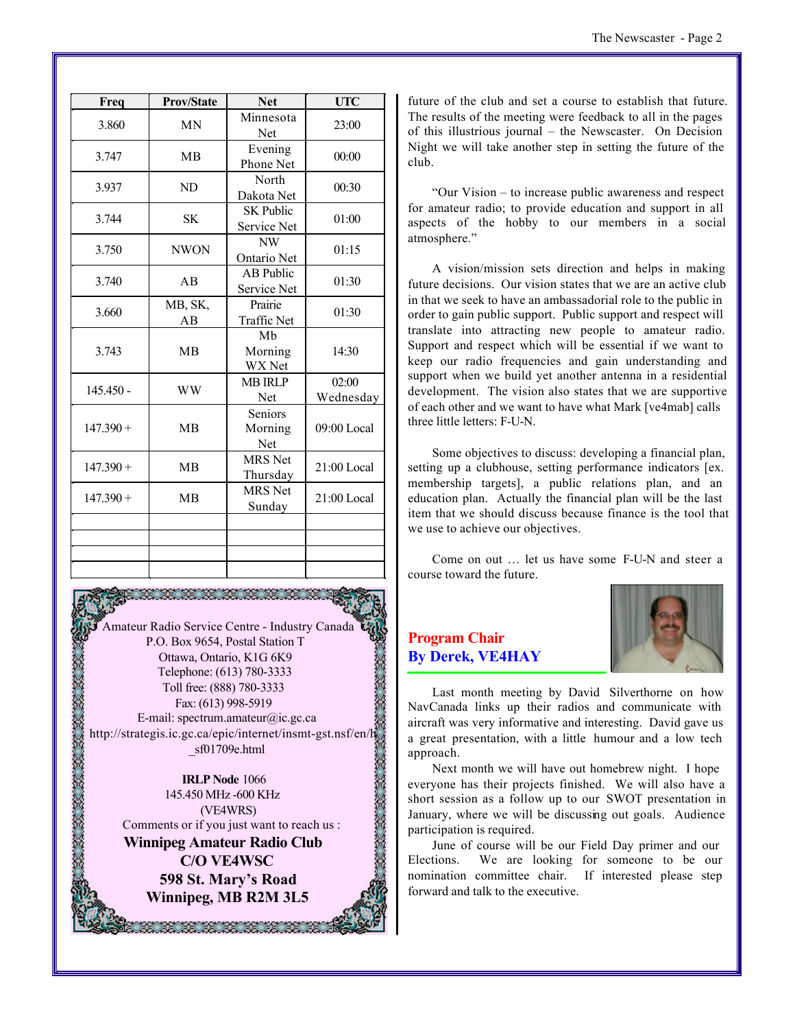| Freq | Prov/State | Net | UTC |
|---|---|---|---|
| 3.860 | MN | Minnesota Net | 23:00 |
| 3.747 | MB | Evening Phone Net | 00:00 |
| 3.937 | ND | North Dakota Net | 00:30 |
| 3.744 | SK | SK Public Service Net | 01:00 |
| 3.750 | NWON | NW Ontario Net | 01:15 |
| 3.740 | AB | AB Public Service Net | 01:30 |
| 3.660 | MB, SK, AB | Prairie Traffic Net | 01:30 |
| 3.743 | MB | Mb Morning WX Net | 14:30 |
| 145.450 - | WW | MB IRLP Net | 02:00 Wednesday |
| 147.390 + | MB | Seniors Morning Net | 09:00 Local |
| 147.390 + | MB | MRS Net Thursday | 21:00 Local |
| 147.390 + | MB | MRS Net Sunday | 21:00 Local |
| | | | |
| | | | |
| | | | |
| | | | |

Amateur Radio Service Centre - Industry Canada
P.O. Box 9654, Postal Station T
Ottawa, Ontario, K1G 6K9
Telephone: (613) 780-3333
Toll free: (888) 780-3333
Fax: (613) 998-5919
E-mail: spectrum.amateur@ic.gc.ca
http://strategis.ic.gc.ca/epic/internet/insmt-gst.nsf/en/h_sf01709e.html

**IRLP Node** 1066
145.450 MHz -600 KHz
(VE4WRS)
Comments or if you just want to reach us :

**Winnipeg Amateur Radio Club**
**C/O VE4WSC**
**598 St. Mary's Road**
**Winnipeg, MB R2M 3L5**

future of the club and set a course to establish that future. The results of the meeting were feedback to all in the pages of this illustrious journal – the Newscaster. On Decision Night we will take another step in setting the future of the club.

"Our Vision – to increase public awareness and respect for amateur radio; to provide education and support in all aspects of the hobby to our members in a social atmosphere."

A vision/mission sets direction and helps in making future decisions. Our vision states that we are an active club in that we seek to have an ambassadorial role to the public in order to gain public support. Public support and respect will translate into attracting new people to amateur radio. Support and respect which will be essential if we want to keep our radio frequencies and gain understanding and support when we build yet another antenna in a residential development. The vision also states that we are supportive of each other and we want to have what Mark [ve4mab] calls three little letters: F-U-N.

Some objectives to discuss: developing a financial plan, setting up a clubhouse, setting performance indicators [ex. membership targets], a public relations plan, and an education plan. Actually the financial plan will be the last item that we should discuss because finance is the tool that we use to achieve our objectives.

Come on out … let us have some F-U-N and steer a course toward the future.

## Program Chair
## By Derek, VE4HAY

Last month meeting by David Silverthorne on how NavCanada links up their radios and communicate with aircraft was very informative and interesting. David gave us a great presentation, with a little humour and a low tech approach.

Next month we will have out homebrew night. I hope everyone has their projects finished. We will also have a short session as a follow up to our SWOT presentation in January, where we will be discussing out goals. Audience participation is required.

June of course will be our Field Day primer and our Elections. We are looking for someone to be our nomination committee chair. If interested please step forward and talk to the executive.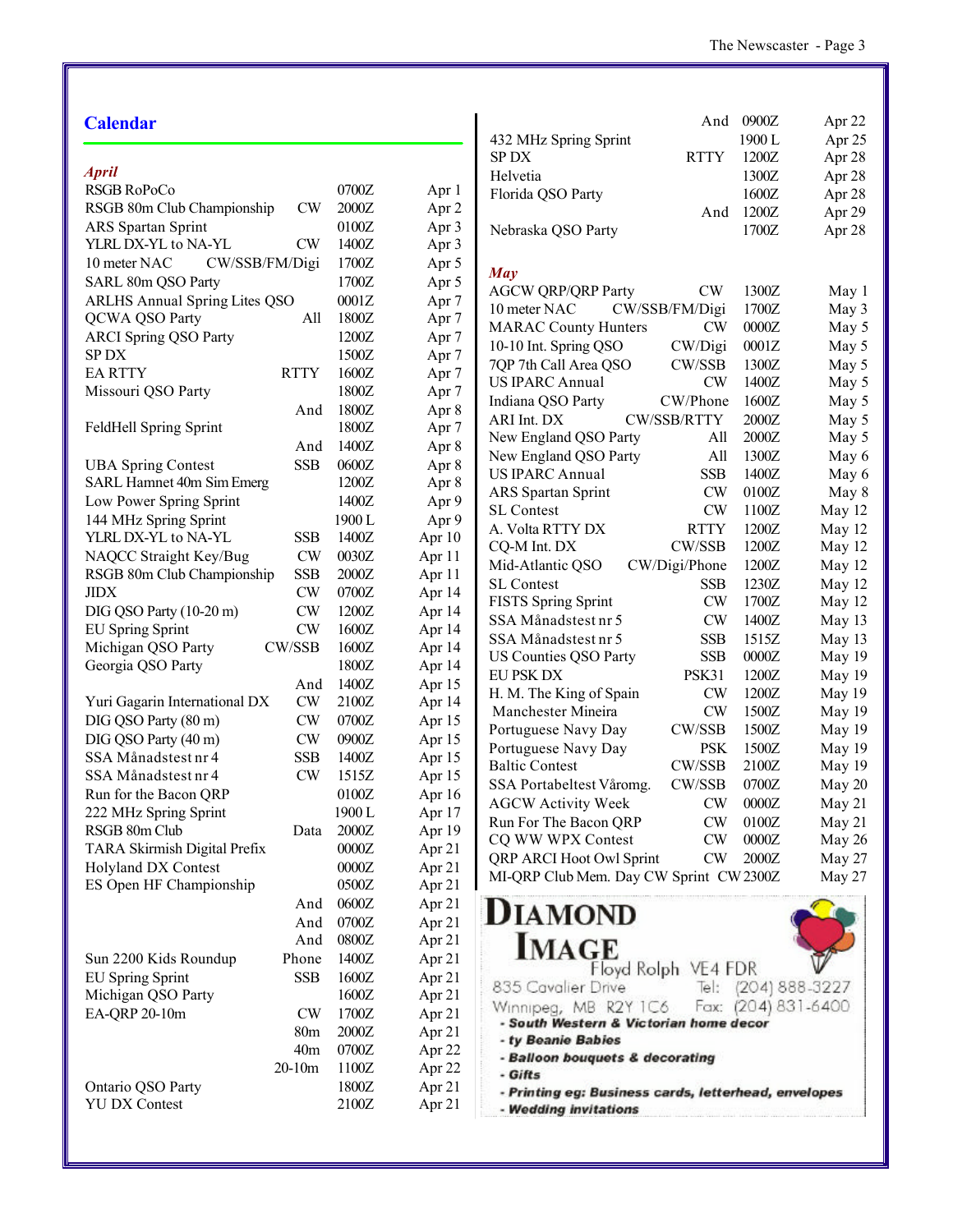## Calendar

### *April*

| Contest | Mode | Time | Date |
|---|---|---|---|
| RSGB RoPoCo | | 0700Z | Apr 1 |
| RSGB 80m Club Championship | CW | 2000Z | Apr 2 |
| ARS Spartan Sprint | | 0100Z | Apr 3 |
| YLRL DX-YL to NA-YL | CW | 1400Z | Apr 3 |
| 10 meter NAC | CW/SSB/FM/Digi | 1700Z | Apr 5 |
| SARL 80m QSO Party | | 1700Z | Apr 5 |
| ARLHS Annual Spring Lites QSO | | 0001Z | Apr 7 |
| QCWA QSO Party | All | 1800Z | Apr 7 |
| ARCI Spring QSO Party | | 1200Z | Apr 7 |
| SP DX | | 1500Z | Apr 7 |
| EA RTTY | RTTY | 1600Z | Apr 7 |
| Missouri QSO Party | | 1800Z | Apr 7 |
| | And | 1800Z | Apr 8 |
| FeldHell Spring Sprint | | 1800Z | Apr 7 |
| | And | 1400Z | Apr 8 |
| UBA Spring Contest | SSB | 0600Z | Apr 8 |
| SARL Hamnet 40m Sim Emerg | | 1200Z | Apr 8 |
| Low Power Spring Sprint | | 1400Z | Apr 9 |
| 144 MHz Spring Sprint | | 1900 L | Apr 9 |
| YLRL DX-YL to NA-YL | SSB | 1400Z | Apr 10 |
| NAQCC Straight Key/Bug | CW | 0030Z | Apr 11 |
| RSGB 80m Club Championship | SSB | 2000Z | Apr 11 |
| JIDX | CW | 0700Z | Apr 14 |
| DIG QSO Party (10-20 m) | CW | 1200Z | Apr 14 |
| EU Spring Sprint | CW | 1600Z | Apr 14 |
| Michigan QSO Party | CW/SSB | 1600Z | Apr 14 |
| Georgia QSO Party | | 1800Z | Apr 14 |
| | And | 1400Z | Apr 15 |
| Yuri Gagarin International DX | CW | 2100Z | Apr 14 |
| DIG QSO Party (80 m) | CW | 0700Z | Apr 15 |
| DIG QSO Party (40 m) | CW | 0900Z | Apr 15 |
| SSA Månadstest nr 4 | SSB | 1400Z | Apr 15 |
| SSA Månadstest nr 4 | CW | 1515Z | Apr 15 |
| Run for the Bacon QRP | | 0100Z | Apr 16 |
| 222 MHz Spring Sprint | | 1900 L | Apr 17 |
| RSGB 80m Club | Data | 2000Z | Apr 19 |
| TARA Skirmish Digital Prefix | | 0000Z | Apr 21 |
| Holyland DX Contest | | 0000Z | Apr 21 |
| ES Open HF Championship | | 0500Z | Apr 21 |
| | And | 0600Z | Apr 21 |
| | And | 0700Z | Apr 21 |
| | And | 0800Z | Apr 21 |
| Sun 2200 Kids Roundup | Phone | 1400Z | Apr 21 |
| EU Spring Sprint | SSB | 1600Z | Apr 21 |
| Michigan QSO Party | | 1600Z | Apr 21 |
| EA-QRP 20-10m | CW | 1700Z | Apr 21 |
| | 80m | 2000Z | Apr 21 |
| | 40m | 0700Z | Apr 22 |
| | 20-10m | 1100Z | Apr 22 |
| Ontario QSO Party | | 1800Z | Apr 21 |
| YU DX Contest | | 2100Z | Apr 21 |
| | And | 0900Z | Apr 22 |
| 432 MHz Spring Sprint | | 1900 L | Apr 25 |
| SP DX | RTTY | 1200Z | Apr 28 |
| Helvetia | | 1300Z | Apr 28 |
| Florida QSO Party | | 1600Z | Apr 28 |
| | And | 1200Z | Apr 29 |
| Nebraska QSO Party | | 1700Z | Apr 28 |

### *May*

| Contest | Mode | Time | Date |
|---|---|---|---|
| AGCW QRP/QRP Party | CW | 1300Z | May 1 |
| 10 meter NAC | CW/SSB/FM/Digi | 1700Z | May 3 |
| MARAC County Hunters | CW | 0000Z | May 5 |
| 10-10 Int. Spring QSO | CW/Digi | 0001Z | May 5 |
| 7QP 7th Call Area QSO | CW/SSB | 1300Z | May 5 |
| US IPARC Annual | CW | 1400Z | May 5 |
| Indiana QSO Party | CW/Phone | 1600Z | May 5 |
| ARI Int. DX | CW/SSB/RTTY | 2000Z | May 5 |
| New England QSO Party | All | 2000Z | May 5 |
| New England QSO Party | All | 1300Z | May 6 |
| US IPARC Annual | SSB | 1400Z | May 6 |
| ARS Spartan Sprint | CW | 0100Z | May 8 |
| SL Contest | CW | 1100Z | May 12 |
| A. Volta RTTY DX | RTTY | 1200Z | May 12 |
| CQ-M Int. DX | CW/SSB | 1200Z | May 12 |
| Mid-Atlantic QSO | CW/Digi/Phone | 1200Z | May 12 |
| SL Contest | SSB | 1230Z | May 12 |
| FISTS Spring Sprint | CW | 1700Z | May 12 |
| SSA Månadstest nr 5 | CW | 1400Z | May 13 |
| SSA Månadstest nr 5 | SSB | 1515Z | May 13 |
| US Counties QSO Party | SSB | 0000Z | May 19 |
| EU PSK DX | PSK31 | 1200Z | May 19 |
| H. M. The King of Spain | CW | 1200Z | May 19 |
| Manchester Mineira | CW | 1500Z | May 19 |
| Portuguese Navy Day | CW/SSB | 1500Z | May 19 |
| Portuguese Navy Day | PSK | 1500Z | May 19 |
| Baltic Contest | CW/SSB | 2100Z | May 19 |
| SSA Portabeltest Våromg. | CW/SSB | 0700Z | May 20 |
| AGCW Activity Week | CW | 0000Z | May 21 |
| Run For The Bacon QRP | CW | 0100Z | May 21 |
| CQ WW WPX Contest | CW | 0000Z | May 26 |
| QRP ARCI Hoot Owl Sprint | CW | 2000Z | May 27 |
| MI-QRP Club Mem. Day CW Sprint | CW | 2300Z | May 27 |

**DIAMOND IMAGE**

Floyd Rolph VE4 FDR
835 Cavalier Drive
Winnipeg, MB R2Y 1C6
Tel: (204) 888-3227
Fax: (204) 831-6400

- ***South Western & Victorian home decor***
- ***ty Beanie Babies***
- ***Balloon bouquets & decorating***
- ***Gifts***
- ***Printing eg: Business cards, letterhead, envelopes***
- ***Wedding invitations***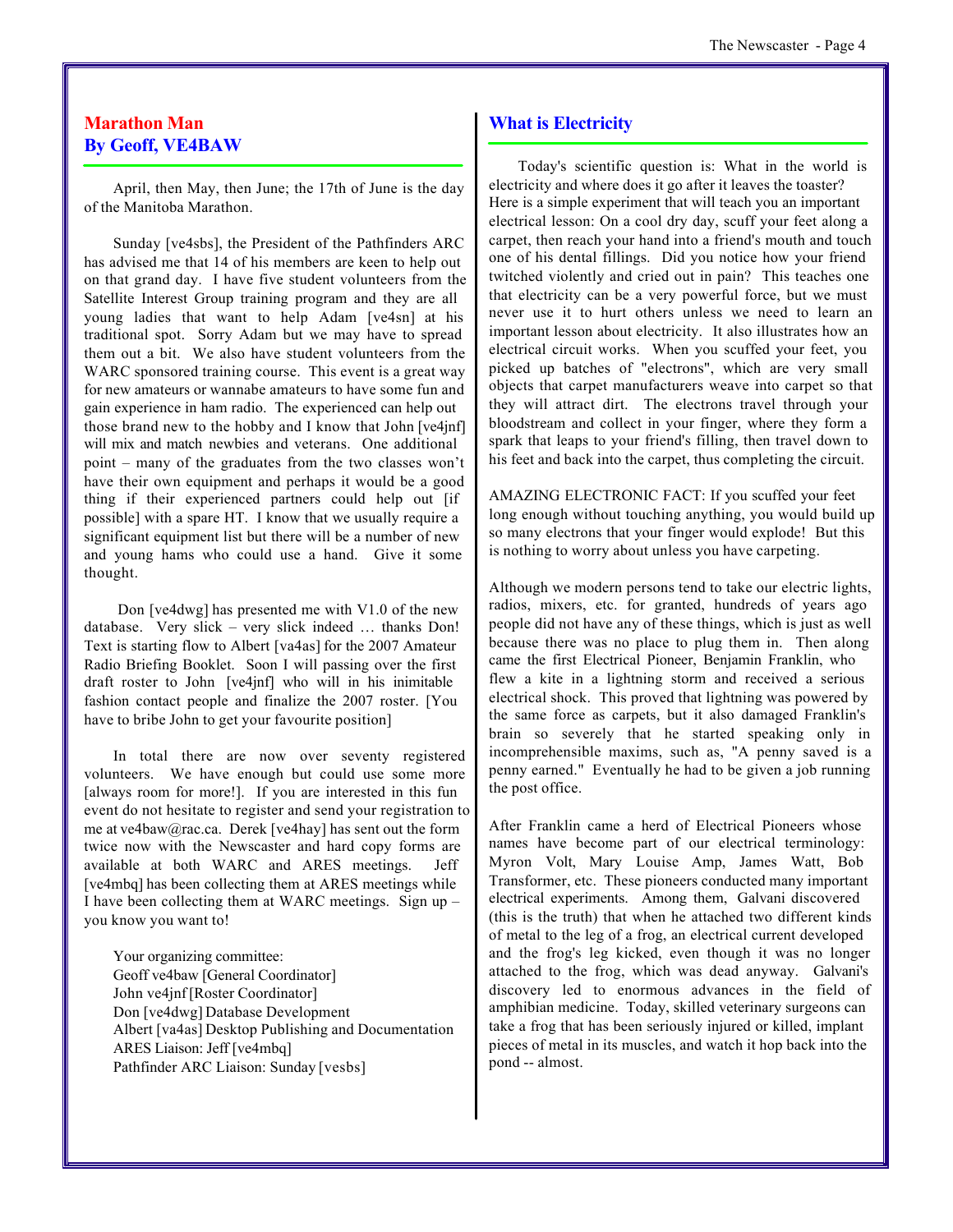## Marathon Man
## By Geoff, VE4BAW

April, then May, then June; the 17th of June is the day of the Manitoba Marathon.

Sunday [ve4sbs], the President of the Pathfinders ARC has advised me that 14 of his members are keen to help out on that grand day. I have five student volunteers from the Satellite Interest Group training program and they are all young ladies that want to help Adam [ve4sn] at his traditional spot. Sorry Adam but we may have to spread them out a bit. We also have student volunteers from the WARC sponsored training course. This event is a great way for new amateurs or wannabe amateurs to have some fun and gain experience in ham radio. The experienced can help out those brand new to the hobby and I know that John [ve4jnf] will mix and match newbies and veterans. One additional point – many of the graduates from the two classes won't have their own equipment and perhaps it would be a good thing if their experienced partners could help out [if possible] with a spare HT. I know that we usually require a significant equipment list but there will be a number of new and young hams who could use a hand. Give it some thought.

Don [ve4dwg] has presented me with V1.0 of the new database. Very slick – very slick indeed … thanks Don! Text is starting flow to Albert [va4as] for the 2007 Amateur Radio Briefing Booklet. Soon I will passing over the first draft roster to John [ve4jnf] who will in his inimitable fashion contact people and finalize the 2007 roster. [You have to bribe John to get your favourite position]

In total there are now over seventy registered volunteers. We have enough but could use some more [always room for more!]. If you are interested in this fun event do not hesitate to register and send your registration to me at ve4baw@rac.ca. Derek [ve4hay] has sent out the form twice now with the Newscaster and hard copy forms are available at both WARC and ARES meetings. Jeff [ve4mbq] has been collecting them at ARES meetings while I have been collecting them at WARC meetings. Sign up – you know you want to!

Your organizing committee:
Geoff ve4baw [General Coordinator]
John ve4jnf [Roster Coordinator]
Don [ve4dwg] Database Development
Albert [va4as] Desktop Publishing and Documentation
ARES Liaison: Jeff [ve4mbq]
Pathfinder ARC Liaison: Sunday [vesbs]

## What is Electricity

Today's scientific question is: What in the world is electricity and where does it go after it leaves the toaster? Here is a simple experiment that will teach you an important electrical lesson: On a cool dry day, scuff your feet along a carpet, then reach your hand into a friend's mouth and touch one of his dental fillings. Did you notice how your friend twitched violently and cried out in pain? This teaches one that electricity can be a very powerful force, but we must never use it to hurt others unless we need to learn an important lesson about electricity. It also illustrates how an electrical circuit works. When you scuffed your feet, you picked up batches of "electrons", which are very small objects that carpet manufacturers weave into carpet so that they will attract dirt. The electrons travel through your bloodstream and collect in your finger, where they form a spark that leaps to your friend's filling, then travel down to his feet and back into the carpet, thus completing the circuit.

AMAZING ELECTRONIC FACT: If you scuffed your feet long enough without touching anything, you would build up so many electrons that your finger would explode! But this is nothing to worry about unless you have carpeting.

Although we modern persons tend to take our electric lights, radios, mixers, etc. for granted, hundreds of years ago people did not have any of these things, which is just as well because there was no place to plug them in. Then along came the first Electrical Pioneer, Benjamin Franklin, who flew a kite in a lightning storm and received a serious electrical shock. This proved that lightning was powered by the same force as carpets, but it also damaged Franklin's brain so severely that he started speaking only in incomprehensible maxims, such as, "A penny saved is a penny earned." Eventually he had to be given a job running the post office.

After Franklin came a herd of Electrical Pioneers whose names have become part of our electrical terminology: Myron Volt, Mary Louise Amp, James Watt, Bob Transformer, etc. These pioneers conducted many important electrical experiments. Among them, Galvani discovered (this is the truth) that when he attached two different kinds of metal to the leg of a frog, an electrical current developed and the frog's leg kicked, even though it was no longer attached to the frog, which was dead anyway. Galvani's discovery led to enormous advances in the field of amphibian medicine. Today, skilled veterinary surgeons can take a frog that has been seriously injured or killed, implant pieces of metal in its muscles, and watch it hop back into the pond -- almost.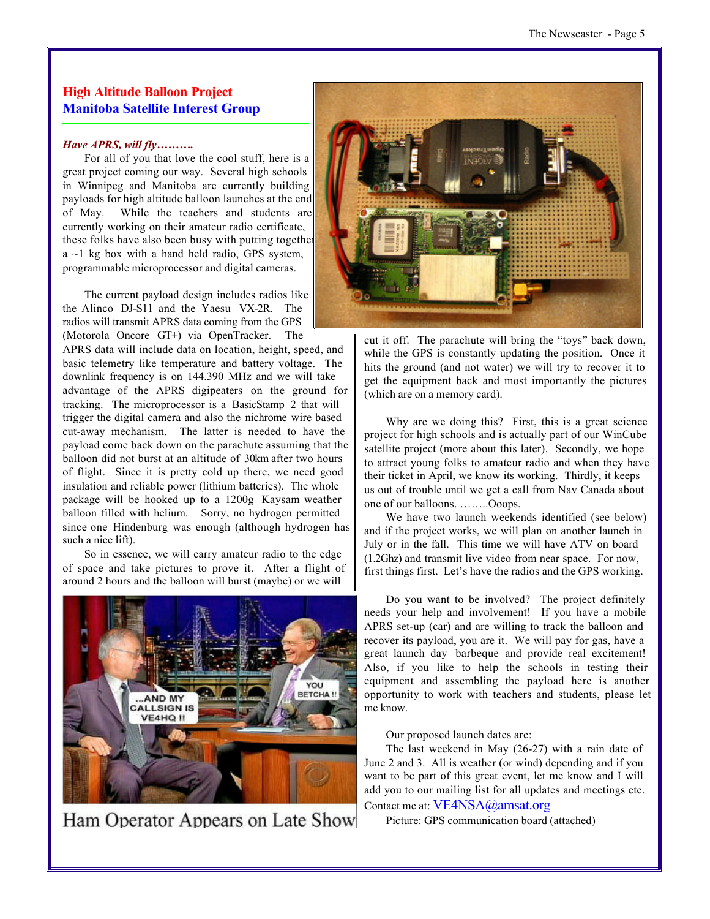## High Altitude Balloon Project

## Manitoba Satellite Interest Group

***Have APRS, will fly……….***

For all of you that love the cool stuff, here is a great project coming our way. Several high schools in Winnipeg and Manitoba are currently building payloads for high altitude balloon launches at the end of May. While the teachers and students are currently working on their amateur radio certificate, these folks have also been busy with putting together a ~1 kg box with a hand held radio, GPS system, programmable microprocessor and digital cameras.

The current payload design includes radios like the Alinco DJ-S11 and the Yaesu VX-2R. The radios will transmit APRS data coming from the GPS (Motorola Oncore GT+) via OpenTracker. The APRS data will include data on location, height, speed, and basic telemetry like temperature and battery voltage. The downlink frequency is on 144.390 MHz and we will take advantage of the APRS digipeaters on the ground for tracking. The microprocessor is a BasicStamp 2 that will trigger the digital camera and also the nichrome wire based cut-away mechanism. The latter is needed to have the payload come back down on the parachute assuming that the balloon did not burst at an altitude of 30km after two hours of flight. Since it is pretty cold up there, we need good insulation and reliable power (lithium batteries). The whole package will be hooked up to a 1200g Kaysam weather balloon filled with helium. Sorry, no hydrogen permitted since one Hindenburg was enough (although hydrogen has such a nice lift).

So in essence, we will carry amateur radio to the edge of space and take pictures to prove it. After a flight of around 2 hours and the balloon will burst (maybe) or we will cut it off. The parachute will bring the "toys" back down, while the GPS is constantly updating the position. Once it hits the ground (and not water) we will try to recover it to get the equipment back and most importantly the pictures (which are on a memory card).

Why are we doing this? First, this is a great science project for high schools and is actually part of our WinCube satellite project (more about this later). Secondly, we hope to attract young folks to amateur radio and when they have their ticket in April, we know its working. Thirdly, it keeps us out of trouble until we get a call from Nav Canada about one of our balloons. ……..Ooops.

We have two launch weekends identified (see below) and if the project works, we will plan on another launch in July or in the fall. This time we will have ATV on board (1.2Ghz) and transmit live video from near space. For now, first things first. Let's have the radios and the GPS working.

Ham Operator Appears on Late Show

Do you want to be involved? The project definitely needs your help and involvement! If you have a mobile APRS set-up (car) and are willing to track the balloon and recover its payload, you are it. We will pay for gas, have a great launch day barbeque and provide real excitement! Also, if you like to help the schools in testing their equipment and assembling the payload here is another opportunity to work with teachers and students, please let me know.

Our proposed launch dates are:

The last weekend in May (26-27) with a rain date of June 2 and 3. All is weather (or wind) depending and if you want to be part of this great event, let me know and I will add you to our mailing list for all updates and meetings etc. Contact me at: VE4NSA@amsat.org

Picture: GPS communication board (attached)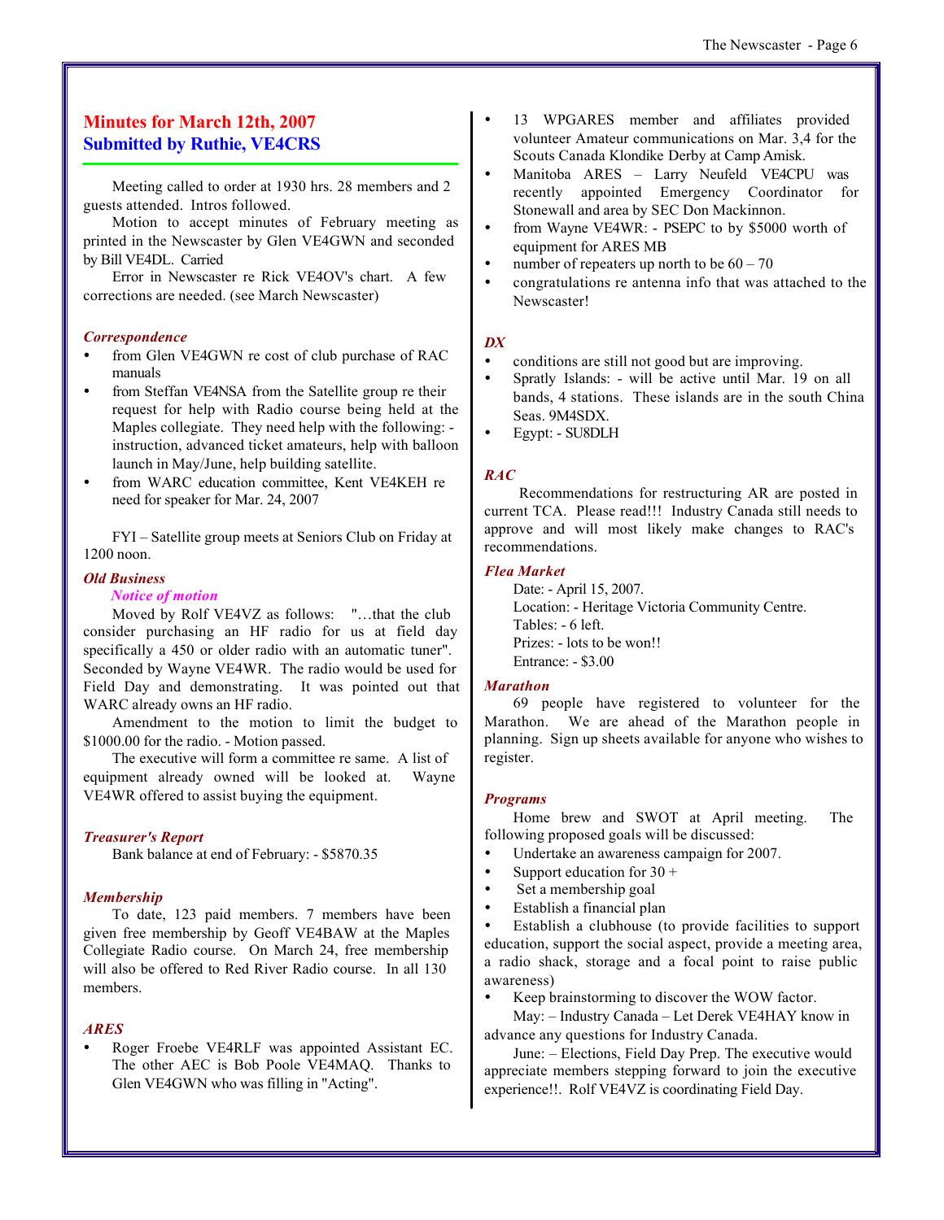## Minutes for March 12th, 2007
## Submitted by Ruthie, VE4CRS

Meeting called to order at 1930 hrs. 28 members and 2 guests attended. Intros followed.

Motion to accept minutes of February meeting as printed in the Newscaster by Glen VE4GWN and seconded by Bill VE4DL. Carried

Error in Newscaster re Rick VE4OV's chart. A few corrections are needed. (see March Newscaster)

### *Correspondence*

- from Glen VE4GWN re cost of club purchase of RAC manuals
- from Steffan VE4NSA from the Satellite group re their request for help with Radio course being held at the Maples collegiate. They need help with the following: - instruction, advanced ticket amateurs, help with balloon launch in May/June, help building satellite.
- from WARC education committee, Kent VE4KEH re need for speaker for Mar. 24, 2007

FYI – Satellite group meets at Seniors Club on Friday at 1200 noon.

### *Old Business*

#### *Notice of motion*

Moved by Rolf VE4VZ as follows: "…that the club consider purchasing an HF radio for us at field day specifically a 450 or older radio with an automatic tuner". Seconded by Wayne VE4WR. The radio would be used for Field Day and demonstrating. It was pointed out that WARC already owns an HF radio.

Amendment to the motion to limit the budget to $1000.00 for the radio. - Motion passed.

The executive will form a committee re same. A list of equipment already owned will be looked at. Wayne VE4WR offered to assist buying the equipment.

### *Treasurer's Report*

Bank balance at end of February: - $5870.35

### *Membership*

To date, 123 paid members. 7 members have been given free membership by Geoff VE4BAW at the Maples Collegiate Radio course. On March 24, free membership will also be offered to Red River Radio course. In all 130 members.

### *ARES*

- Roger Froebe VE4RLF was appointed Assistant EC. The other AEC is Bob Poole VE4MAQ. Thanks to Glen VE4GWN who was filling in "Acting".
- 13 WPGARES member and affiliates provided volunteer Amateur communications on Mar. 3,4 for the Scouts Canada Klondike Derby at Camp Amisk.
- Manitoba ARES – Larry Neufeld VE4CPU was recently appointed Emergency Coordinator for Stonewall and area by SEC Don Mackinnon.
- from Wayne VE4WR: - PSEPC to by $5000 worth of equipment for ARES MB
- number of repeaters up north to be 60 – 70
- congratulations re antenna info that was attached to the Newscaster!

### *DX*

- conditions are still not good but are improving.
- Spratly Islands: - will be active until Mar. 19 on all bands, 4 stations. These islands are in the south China Seas. 9M4SDX.
- Egypt: - SU8DLH

### *RAC*

Recommendations for restructuring AR are posted in current TCA. Please read!!! Industry Canada still needs to approve and will most likely make changes to RAC's recommendations.

### *Flea Market*

Date: - April 15, 2007.
Location: - Heritage Victoria Community Centre.
Tables: - 6 left.
Prizes: - lots to be won!!
Entrance: - $3.00

### *Marathon*

69 people have registered to volunteer for the Marathon. We are ahead of the Marathon people in planning. Sign up sheets available for anyone who wishes to register.

### *Programs*

Home brew and SWOT at April meeting. The following proposed goals will be discussed:

- Undertake an awareness campaign for 2007.
- Support education for 30 +
- Set a membership goal
- Establish a financial plan
- Establish a clubhouse (to provide facilities to support education, support the social aspect, provide a meeting area, a radio shack, storage and a focal point to raise public awareness)
- Keep brainstorming to discover the WOW factor.

May: – Industry Canada – Let Derek VE4HAY know in advance any questions for Industry Canada.

June: – Elections, Field Day Prep. The executive would appreciate members stepping forward to join the executive experience!!. Rolf VE4VZ is coordinating Field Day.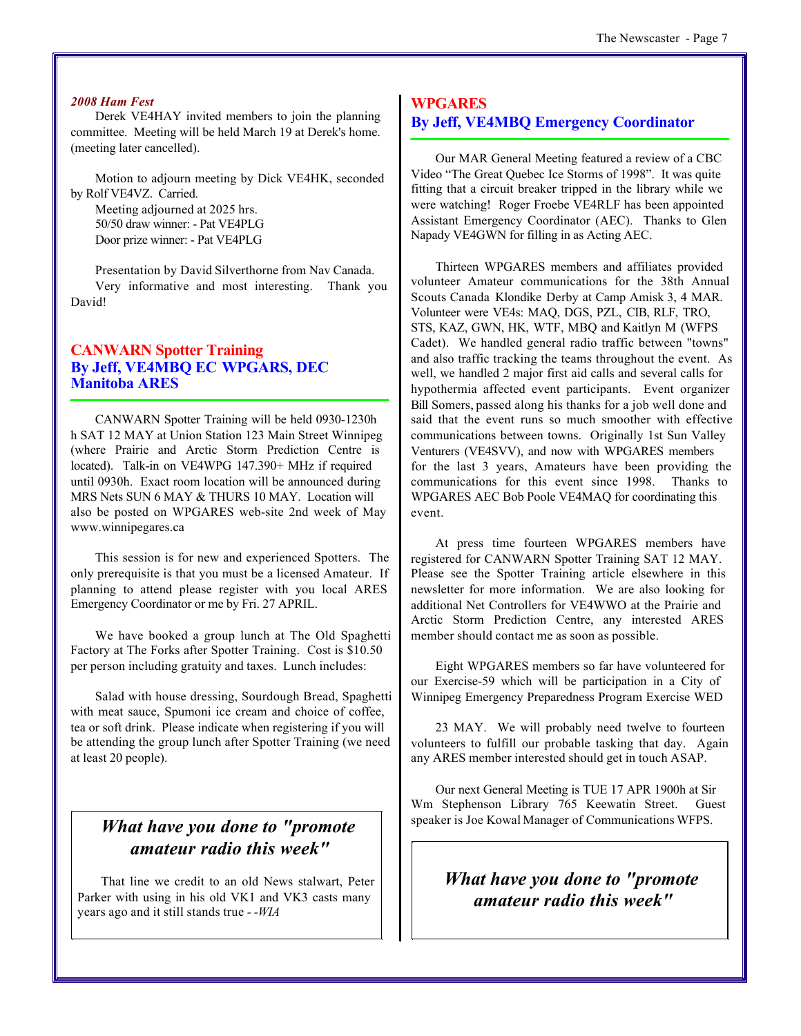### *2008 Ham Fest*

Derek VE4HAY invited members to join the planning committee. Meeting will be held March 19 at Derek's home. (meeting later cancelled).

Motion to adjourn meeting by Dick VE4HK, seconded by Rolf VE4VZ. Carried.

Meeting adjourned at 2025 hrs.
50/50 draw winner: - Pat VE4PLG
Door prize winner: - Pat VE4PLG

Presentation by David Silverthorne from Nav Canada. Very informative and most interesting. Thank you David!

## CANWARN Spotter Training
### By Jeff, VE4MBQ EC WPGARS, DEC Manitoba ARES

CANWARN Spotter Training will be held 0930-1230h h SAT 12 MAY at Union Station 123 Main Street Winnipeg (where Prairie and Arctic Storm Prediction Centre is located). Talk-in on VE4WPG 147.390+ MHz if required until 0930h. Exact room location will be announced during MRS Nets SUN 6 MAY & THURS 10 MAY. Location will also be posted on WPGARES web-site 2nd week of May www.winnipegares.ca

This session is for new and experienced Spotters. The only prerequisite is that you must be a licensed Amateur. If planning to attend please register with you local ARES Emergency Coordinator or me by Fri. 27 APRIL.

We have booked a group lunch at The Old Spaghetti Factory at The Forks after Spotter Training. Cost is $10.50 per person including gratuity and taxes. Lunch includes:

Salad with house dressing, Sourdough Bread, Spaghetti with meat sauce, Spumoni ice cream and choice of coffee, tea or soft drink. Please indicate when registering if you will be attending the group lunch after Spotter Training (we need at least 20 people).

> ***What have you done to "promote amateur radio this week"***
>
> That line we credit to an old News stalwart, Peter Parker with using in his old VK1 and VK3 casts many years ago and it still stands true - *-WIA*

## WPGARES
### By Jeff, VE4MBQ Emergency Coordinator

Our MAR General Meeting featured a review of a CBC Video “The Great Quebec Ice Storms of 1998”. It was quite fitting that a circuit breaker tripped in the library while we were watching! Roger Froebe VE4RLF has been appointed Assistant Emergency Coordinator (AEC). Thanks to Glen Napady VE4GWN for filling in as Acting AEC.

Thirteen WPGARES members and affiliates provided volunteer Amateur communications for the 38th Annual Scouts Canada Klondike Derby at Camp Amisk 3, 4 MAR. Volunteer were VE4s: MAQ, DGS, PZL, CIB, RLF, TRO, STS, KAZ, GWN, HK, WTF, MBQ and Kaitlyn M (WFPS Cadet). We handled general radio traffic between "towns" and also traffic tracking the teams throughout the event. As well, we handled 2 major first aid calls and several calls for hypothermia affected event participants. Event organizer Bill Somers, passed along his thanks for a job well done and said that the event runs so much smoother with effective communications between towns. Originally 1st Sun Valley Venturers (VE4SVV), and now with WPGARES members for the last 3 years, Amateurs have been providing the communications for this event since 1998. Thanks to WPGARES AEC Bob Poole VE4MAQ for coordinating this event.

At press time fourteen WPGARES members have registered for CANWARN Spotter Training SAT 12 MAY. Please see the Spotter Training article elsewhere in this newsletter for more information. We are also looking for additional Net Controllers for VE4WWO at the Prairie and Arctic Storm Prediction Centre, any interested ARES member should contact me as soon as possible.

Eight WPGARES members so far have volunteered for our Exercise-59 which will be participation in a City of Winnipeg Emergency Preparedness Program Exercise WED

23 MAY. We will probably need twelve to fourteen volunteers to fulfill our probable tasking that day. Again any ARES member interested should get in touch ASAP.

Our next General Meeting is TUE 17 APR 1900h at Sir Wm Stephenson Library 765 Keewatin Street. Guest speaker is Joe Kowal Manager of Communications WFPS.

> ***What have you done to "promote amateur radio this week"***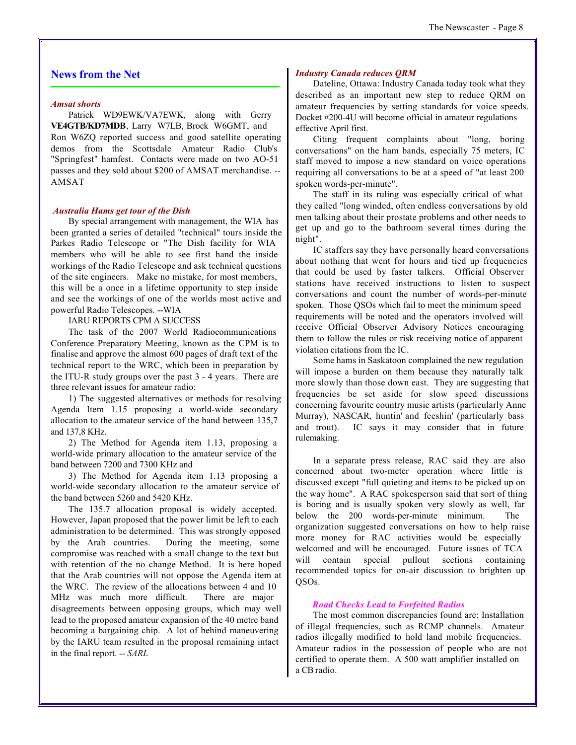## News from the Net

### *Amsat shorts*

Patrick WD9EWK/VA7EWK, along with Gerry **VE4GTB/KD7MDB**, Larry W7LB, Brock W6GMT, and Ron W6ZQ reported success and good satellite operating demos from the Scottsdale Amateur Radio Club's "Springfest" hamfest. Contacts were made on two AO-51 passes and they sold about $200 of AMSAT merchandise. --AMSAT

### *Australia Hams get tour of the Dish*

By special arrangement with management, the WIA has been granted a series of detailed "technical" tours inside the Parkes Radio Telescope or "The Dish facility for WIA members who will be able to see first hand the inside workings of the Radio Telescope and ask technical questions of the site engineers. Make no mistake, for most members, this will be a once in a lifetime opportunity to step inside and see the workings of one of the worlds most active and powerful Radio Telescopes. --WIA

IARU REPORTS CPM A SUCCESS

The task of the 2007 World Radiocommunications Conference Preparatory Meeting, known as the CPM is to finalise and approve the almost 600 pages of draft text of the technical report to the WRC, which been in preparation by the ITU-R study groups over the past 3 - 4 years. There are three relevant issues for amateur radio:

1) The suggested alternatives or methods for resolving Agenda Item 1.15 proposing a world-wide secondary allocation to the amateur service of the band between 135,7 and 137,8 KHz.

2) The Method for Agenda item 1.13, proposing a world-wide primary allocation to the amateur service of the band between 7200 and 7300 KHz and

3) The Method for Agenda item 1.13 proposing a world-wide secondary allocation to the amateur service of the band between 5260 and 5420 KHz.

The 135.7 allocation proposal is widely accepted. However, Japan proposed that the power limit be left to each administration to be determined. This was strongly opposed by the Arab countries. During the meeting, some compromise was reached with a small change to the text but with retention of the no change Method. It is here hoped that the Arab countries will not oppose the Agenda item at the WRC. The review of the allocations between 4 and 10 MHz was much more difficult. There are major disagreements between opposing groups, which may well lead to the proposed amateur expansion of the 40 metre band becoming a bargaining chip. A lot of behind maneuvering by the IARU team resulted in the proposal remaining intact in the final report. -- *SARL*

### *Industry Canada reduces QRM*

Dateline, Ottawa: Industry Canada today took what they described as an important new step to reduce QRM on amateur frequencies by setting standards for voice speeds. Docket #200-4U will become official in amateur regulations effective April first.

Citing frequent complaints about "long, boring conversations" on the ham bands, especially 75 meters, IC staff moved to impose a new standard on voice operations requiring all conversations to be at a speed of "at least 200 spoken words-per-minute".

The staff in its ruling was especially critical of what they called "long winded, often endless conversations by old men talking about their prostate problems and other needs to get up and go to the bathroom several times during the night".

IC staffers say they have personally heard conversations about nothing that went for hours and tied up frequencies that could be used by faster talkers. Official Observer stations have received instructions to listen to suspect conversations and count the number of words-per-minute spoken. Those QSOs which fail to meet the minimum speed requirements will be noted and the operators involved will receive Official Observer Advisory Notices encouraging them to follow the rules or risk receiving notice of apparent violation citations from the IC.

Some hams in Saskatoon complained the new regulation will impose a burden on them because they naturally talk more slowly than those down east. They are suggesting that frequencies be set aside for slow speed discussions concerning favourite country music artists (particularly Anne Murray), NASCAR, huntin' and feeshin' (particularly bass and trout). IC says it may consider that in future rulemaking.

In a separate press release, RAC said they are also concerned about two-meter operation where little is discussed except "full quieting and items to be picked up on the way home". A RAC spokesperson said that sort of thing is boring and is usually spoken very slowly as well, far below the 200 words-per-minute minimum. The organization suggested conversations on how to help raise more money for RAC activities would be especially welcomed and will be encouraged. Future issues of TCA will contain special pullout sections containing recommended topics for on-air discussion to brighten up QSOs.

### *Road Checks Lead to Forfeited Radios*

The most common discrepancies found are: Installation of illegal frequencies, such as RCMP channels. Amateur radios illegally modified to hold land mobile frequencies. Amateur radios in the possession of people who are not certified to operate them. A 500 watt amplifier installed on a CB radio.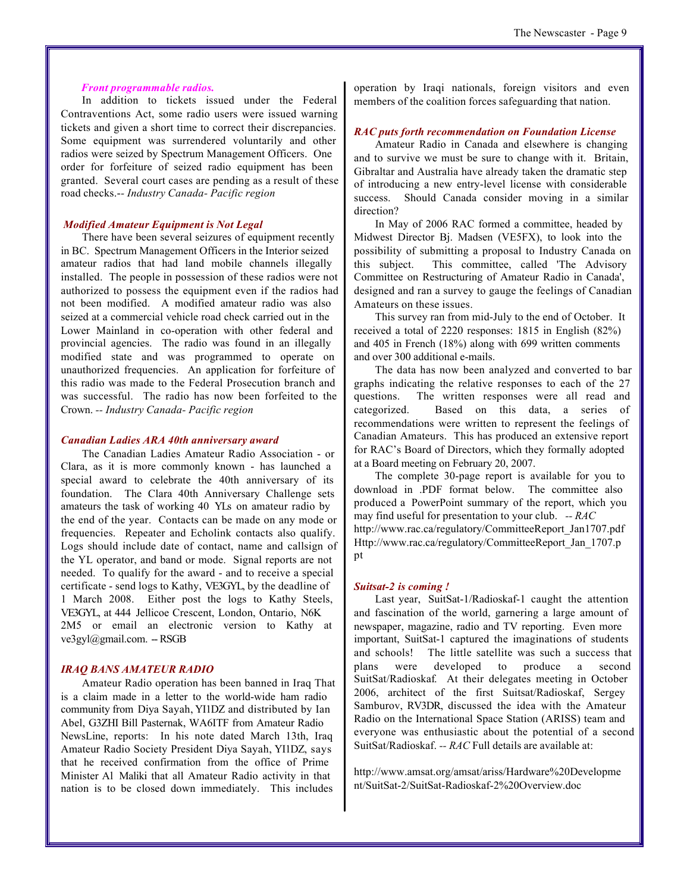*Front programmable radios.*

In addition to tickets issued under the Federal Contraventions Act, some radio users were issued warning tickets and given a short time to correct their discrepancies. Some equipment was surrendered voluntarily and other radios were seized by Spectrum Management Officers. One order for forfeiture of seized radio equipment has been granted. Several court cases are pending as a result of these road checks.-- *Industry Canada- Pacific region*

### *Modified Amateur Equipment is Not Legal*

There have been several seizures of equipment recently in BC. Spectrum Management Officers in the Interior seized amateur radios that had land mobile channels illegally installed. The people in possession of these radios were not authorized to possess the equipment even if the radios had not been modified. A modified amateur radio was also seized at a commercial vehicle road check carried out in the Lower Mainland in co-operation with other federal and provincial agencies. The radio was found in an illegally modified state and was programmed to operate on unauthorized frequencies. An application for forfeiture of this radio was made to the Federal Prosecution branch and was successful. The radio has now been forfeited to the Crown. -- *Industry Canada- Pacific region*

### *Canadian Ladies ARA 40th anniversary award*

The Canadian Ladies Amateur Radio Association - or Clara, as it is more commonly known - has launched a special award to celebrate the 40th anniversary of its foundation. The Clara 40th Anniversary Challenge sets amateurs the task of working 40 YLs on amateur radio by the end of the year. Contacts can be made on any mode or frequencies. Repeater and Echolink contacts also qualify. Logs should include date of contact, name and callsign of the YL operator, and band or mode. Signal reports are not needed. To qualify for the award - and to receive a special certificate - send logs to Kathy, VE3GYL, by the deadline of 1 March 2008. Either post the logs to Kathy Steels, VE3GYL, at 444 Jellicoe Crescent, London, Ontario, N6K 2M5 or email an electronic version to Kathy at ve3gyl@gmail.com. -- RSGB

### *IRAQ BANS AMATEUR RADIO*

Amateur Radio operation has been banned in Iraq That is a claim made in a letter to the world-wide ham radio community from Diya Sayah, YI1DZ and distributed by Ian Abel, G3ZHI Bill Pasternak, WA6ITF from Amateur Radio NewsLine, reports: In his note dated March 13th, Iraq Amateur Radio Society President Diya Sayah, YI1DZ, says that he received confirmation from the office of Prime Minister Al Maliki that all Amateur Radio activity in that nation is to be closed down immediately. This includes operation by Iraqi nationals, foreign visitors and even members of the coalition forces safeguarding that nation.

### *RAC puts forth recommendation on Foundation License*

Amateur Radio in Canada and elsewhere is changing and to survive we must be sure to change with it. Britain, Gibraltar and Australia have already taken the dramatic step of introducing a new entry-level license with considerable success. Should Canada consider moving in a similar direction?

In May of 2006 RAC formed a committee, headed by Midwest Director Bj. Madsen (VE5FX), to look into the possibility of submitting a proposal to Industry Canada on this subject. This committee, called 'The Advisory Committee on Restructuring of Amateur Radio in Canada', designed and ran a survey to gauge the feelings of Canadian Amateurs on these issues.

This survey ran from mid-July to the end of October. It received a total of 2220 responses: 1815 in English (82%) and 405 in French (18%) along with 699 written comments and over 300 additional e-mails.

The data has now been analyzed and converted to bar graphs indicating the relative responses to each of the 27 questions. The written responses were all read and categorized. Based on this data, a series of recommendations were written to represent the feelings of Canadian Amateurs. This has produced an extensive report for RAC's Board of Directors, which they formally adopted at a Board meeting on February 20, 2007.

The complete 30-page report is available for you to download in .PDF format below. The committee also produced a PowerPoint summary of the report, which you may find useful for presentation to your club. -- *RAC*
http://www.rac.ca/regulatory/CommitteeReport_Jan1707.pdf
Http://www.rac.ca/regulatory/CommitteeReport_Jan_1707.ppt

### *Suitsat-2 is coming !*

Last year, SuitSat-1/Radioskaf-1 caught the attention and fascination of the world, garnering a large amount of newspaper, magazine, radio and TV reporting. Even more important, SuitSat-1 captured the imaginations of students and schools! The little satellite was such a success that plans were developed to produce a second SuitSat/Radioskaf. At their delegates meeting in October 2006, architect of the first Suitsat/Radioskaf, Sergey Samburov, RV3DR, discussed the idea with the Amateur Radio on the International Space Station (ARISS) team and everyone was enthusiastic about the potential of a second SuitSat/Radioskaf. -- *RAC* Full details are available at:

http://www.amsat.org/amsat/ariss/Hardware%20Development/SuitSat-2/SuitSat-Radioskaf-2%20Overview.doc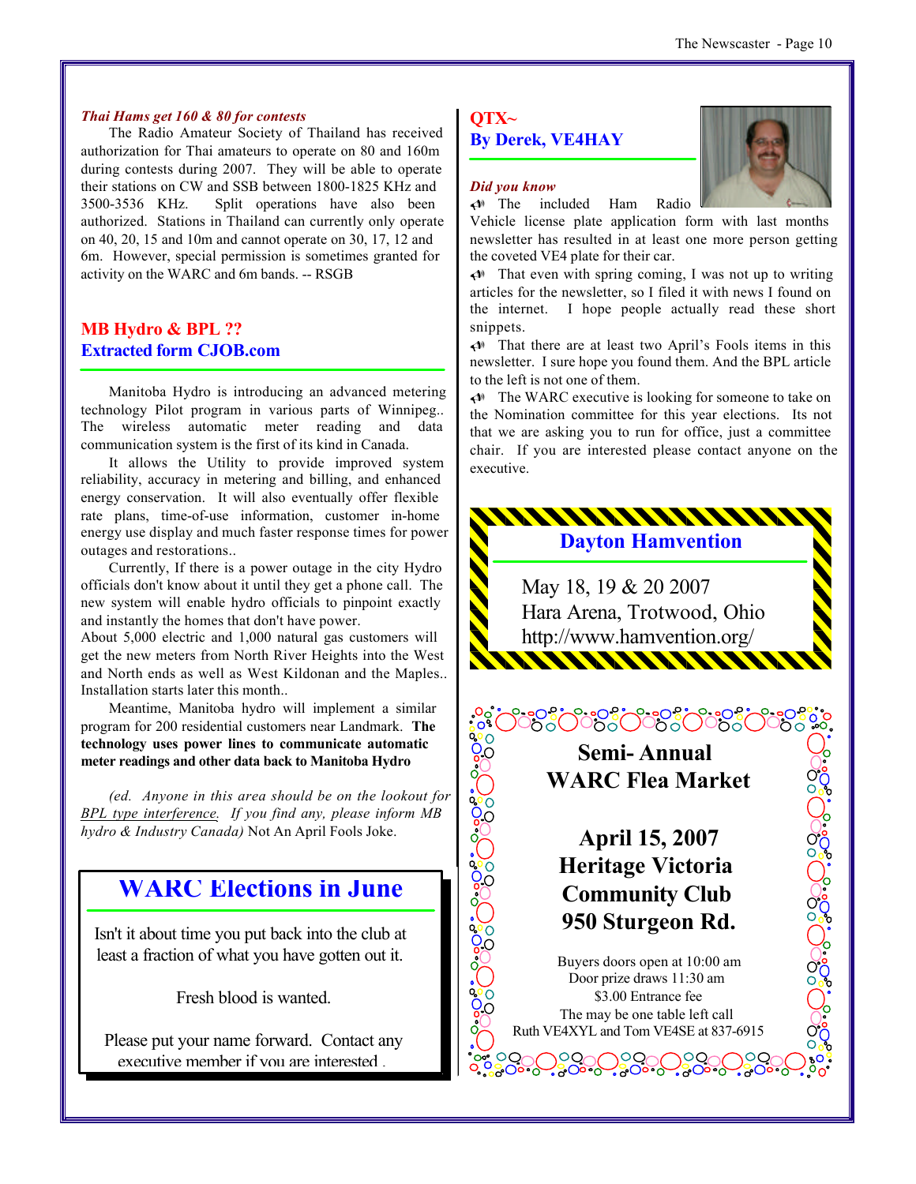### *Thai Hams get 160 & 80 for contests*

The Radio Amateur Society of Thailand has received authorization for Thai amateurs to operate on 80 and 160m during contests during 2007. They will be able to operate their stations on CW and SSB between 1800-1825 KHz and 3500-3536 KHz. Split operations have also been authorized. Stations in Thailand can currently only operate on 40, 20, 15 and 10m and cannot operate on 30, 17, 12 and 6m. However, special permission is sometimes granted for activity on the WARC and 6m bands. -- RSGB

## MB Hydro & BPL ??
## Extracted form CJOB.com

Manitoba Hydro is introducing an advanced metering technology Pilot program in various parts of Winnipeg.. The wireless automatic meter reading and data communication system is the first of its kind in Canada.

It allows the Utility to provide improved system reliability, accuracy in metering and billing, and enhanced energy conservation. It will also eventually offer flexible rate plans, time-of-use information, customer in-home energy use display and much faster response times for power outages and restorations..

Currently, If there is a power outage in the city Hydro officials don't know about it until they get a phone call. The new system will enable hydro officials to pinpoint exactly and instantly the homes that don't have power.
About 5,000 electric and 1,000 natural gas customers will get the new meters from North River Heights into the West and North ends as well as West Kildonan and the Maples.. Installation starts later this month..

Meantime, Manitoba hydro will implement a similar program for 200 residential customers near Landmark. **The technology uses power lines to communicate automatic meter readings and other data back to Manitoba Hydro**

*(ed. Anyone in this area should be on the lookout for BPL type interference. If you find any, please inform MB hydro & Industry Canada)* Not An April Fools Joke.

## WARC Elections in June

Isn't it about time you put back into the club at least a fraction of what you have gotten out it.

Fresh blood is wanted.

Please put your name forward. Contact any executive member if you are interested .

## QTX~
## By Derek, VE4HAY

### *Did you know*

- The included Ham Radio Vehicle license plate application form with last months newsletter has resulted in at least one more person getting the coveted VE4 plate for their car.
- That even with spring coming, I was not up to writing articles for the newsletter, so I filed it with news I found on the internet. I hope people actually read these short snippets.
- That there are at least two April's Fools items in this newsletter. I sure hope you found them. And the BPL article to the left is not one of them.
- The WARC executive is looking for someone to take on the Nomination committee for this year elections. Its not that we are asking you to run for office, just a committee chair. If you are interested please contact anyone on the executive.

## Dayton Hamvention

May 18, 19 & 20 2007
Hara Arena, Trotwood, Ohio
http://www.hamvention.org/

## Semi- Annual WARC Flea Market

**April 15, 2007**
**Heritage Victoria Community Club**
**950 Sturgeon Rd.**

Buyers doors open at 10:00 am
Door prize draws 11:30 am
$3.00 Entrance fee
The may be one table left call
Ruth VE4XYL and Tom VE4SE at 837-6915